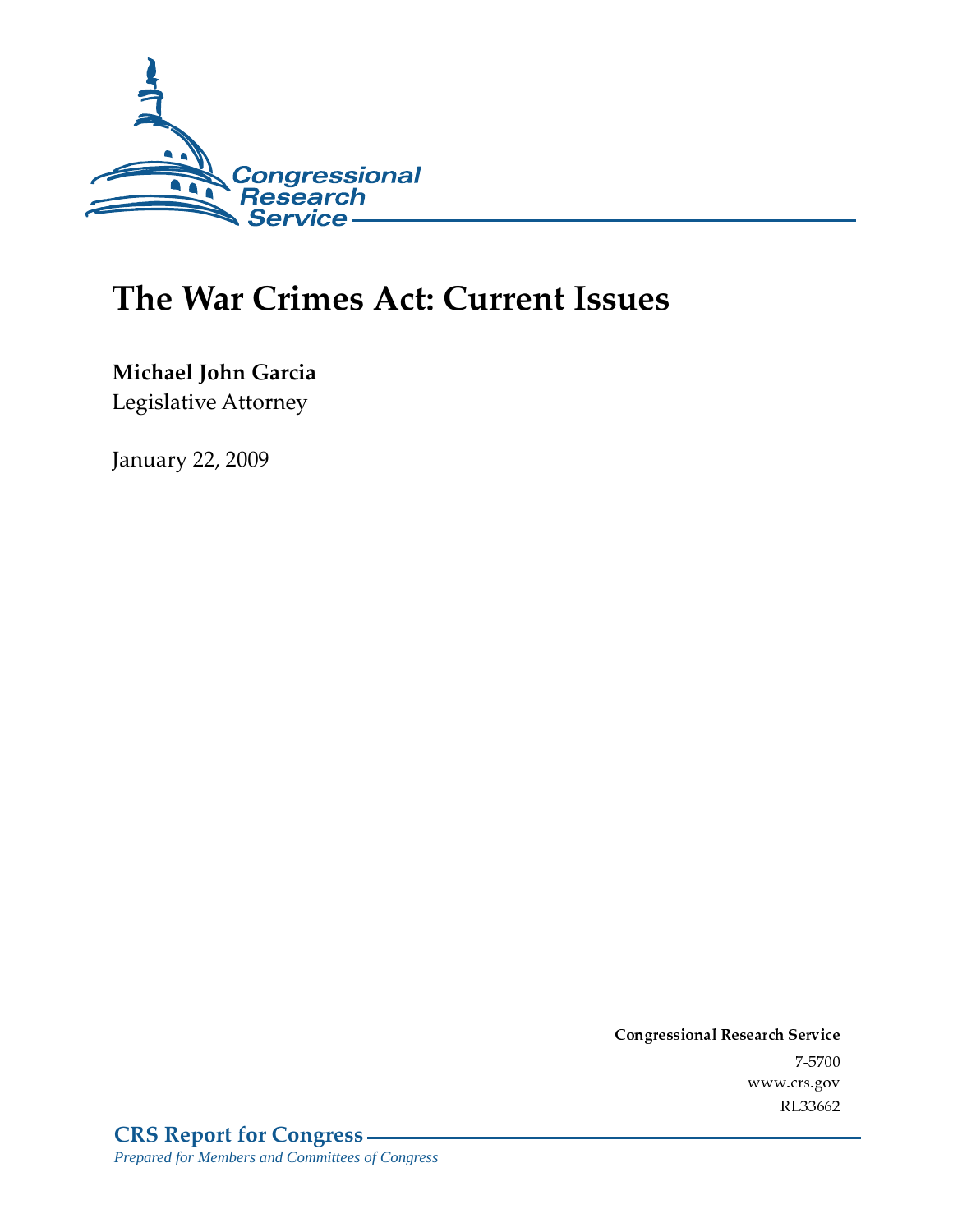Congressional Research Service

# The War Crimes Act: Current Issues

**Michael John Garcia**
Legislative Attorney

January 22, 2009

**Congressional Research Service**
7-5700
www.crs.gov
RL33662

**CRS Report for Congress**
*Prepared for Members and Committees of Congress*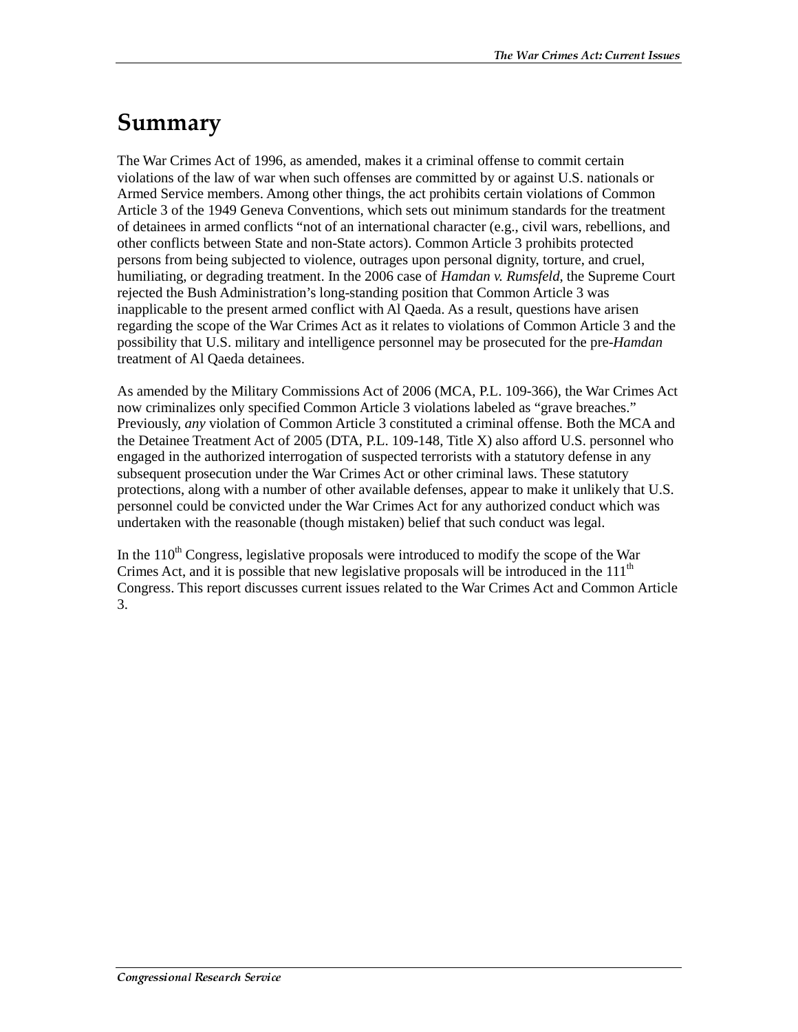# Summary

The War Crimes Act of 1996, as amended, makes it a criminal offense to commit certain violations of the law of war when such offenses are committed by or against U.S. nationals or Armed Service members. Among other things, the act prohibits certain violations of Common Article 3 of the 1949 Geneva Conventions, which sets out minimum standards for the treatment of detainees in armed conflicts "not of an international character (e.g., civil wars, rebellions, and other conflicts between State and non-State actors). Common Article 3 prohibits protected persons from being subjected to violence, outrages upon personal dignity, torture, and cruel, humiliating, or degrading treatment. In the 2006 case of *Hamdan v. Rumsfeld*, the Supreme Court rejected the Bush Administration's long-standing position that Common Article 3 was inapplicable to the present armed conflict with Al Qaeda. As a result, questions have arisen regarding the scope of the War Crimes Act as it relates to violations of Common Article 3 and the possibility that U.S. military and intelligence personnel may be prosecuted for the pre-*Hamdan* treatment of Al Qaeda detainees.

As amended by the Military Commissions Act of 2006 (MCA, P.L. 109-366), the War Crimes Act now criminalizes only specified Common Article 3 violations labeled as "grave breaches." Previously, *any* violation of Common Article 3 constituted a criminal offense. Both the MCA and the Detainee Treatment Act of 2005 (DTA, P.L. 109-148, Title X) also afford U.S. personnel who engaged in the authorized interrogation of suspected terrorists with a statutory defense in any subsequent prosecution under the War Crimes Act or other criminal laws. These statutory protections, along with a number of other available defenses, appear to make it unlikely that U.S. personnel could be convicted under the War Crimes Act for any authorized conduct which was undertaken with the reasonable (though mistaken) belief that such conduct was legal.

In the 110th Congress, legislative proposals were introduced to modify the scope of the War Crimes Act, and it is possible that new legislative proposals will be introduced in the 111th Congress. This report discusses current issues related to the War Crimes Act and Common Article 3.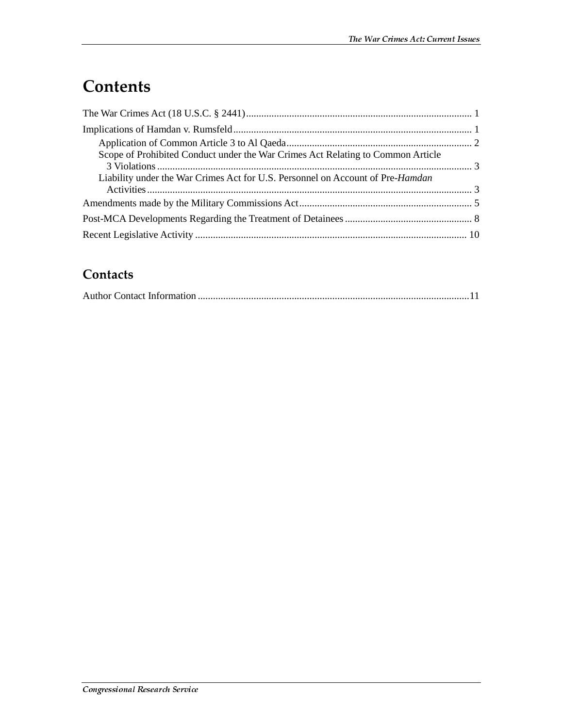# Contents

The War Crimes Act (18 U.S.C. § 2441) ........................................................................................ 1

Implications of Hamdan v. Rumsfeld ............................................................................................. 1

Application of Common Article 3 to Al Qaeda ......................................................................... 2

Scope of Prohibited Conduct under the War Crimes Act Relating to Common Article 3 Violations ............................................................................................................................ 3

Liability under the War Crimes Act for U.S. Personnel on Account of Pre-*Hamdan* Activities ............................................................................................................................... 3

Amendments made by the Military Commissions Act .................................................................... 5

Post-MCA Developments Regarding the Treatment of Detainees .................................................. 8

Recent Legislative Activity .......................................................................................................... 10

## Contacts

Author Contact Information ..........................................................................................................11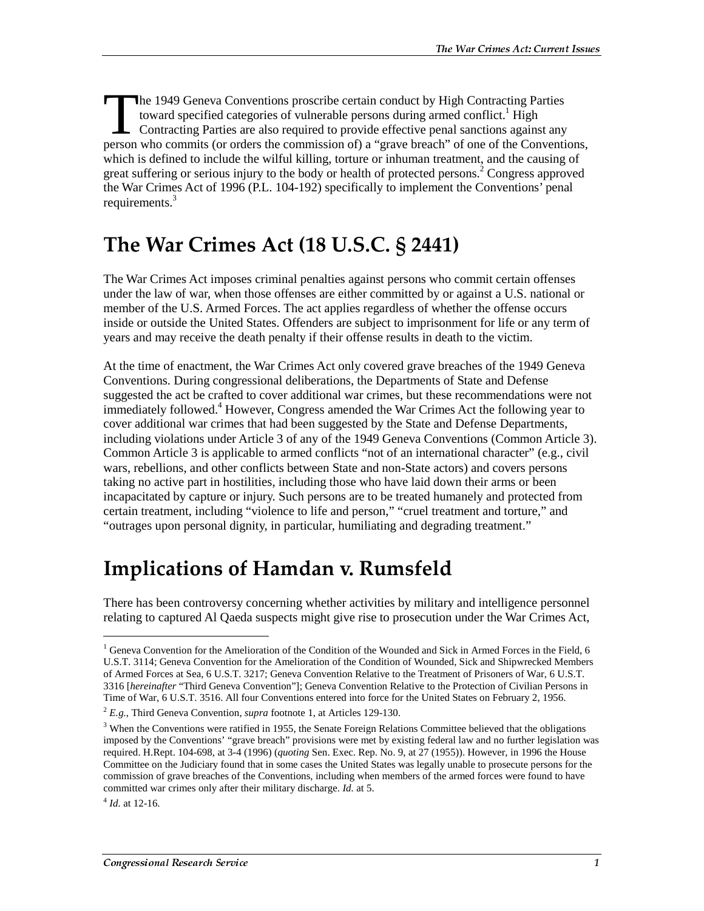The 1949 Geneva Conventions proscribe certain conduct by High Contracting Parties toward specified categories of vulnerable persons during armed conflict.[1] High Contracting Parties are also required to provide effective penal sanctions against any person who commits (or orders the commission of) a "grave breach" of one of the Conventions, which is defined to include the wilful killing, torture or inhuman treatment, and the causing of great suffering or serious injury to the body or health of protected persons.[2] Congress approved the War Crimes Act of 1996 (P.L. 104-192) specifically to implement the Conventions' penal requirements.[3]

## The War Crimes Act (18 U.S.C. § 2441)

The War Crimes Act imposes criminal penalties against persons who commit certain offenses under the law of war, when those offenses are either committed by or against a U.S. national or member of the U.S. Armed Forces. The act applies regardless of whether the offense occurs inside or outside the United States. Offenders are subject to imprisonment for life or any term of years and may receive the death penalty if their offense results in death to the victim.

At the time of enactment, the War Crimes Act only covered grave breaches of the 1949 Geneva Conventions. During congressional deliberations, the Departments of State and Defense suggested the act be crafted to cover additional war crimes, but these recommendations were not immediately followed.[4] However, Congress amended the War Crimes Act the following year to cover additional war crimes that had been suggested by the State and Defense Departments, including violations under Article 3 of any of the 1949 Geneva Conventions (Common Article 3). Common Article 3 is applicable to armed conflicts "not of an international character" (e.g., civil wars, rebellions, and other conflicts between State and non-State actors) and covers persons taking no active part in hostilities, including those who have laid down their arms or been incapacitated by capture or injury. Such persons are to be treated humanely and protected from certain treatment, including "violence to life and person," "cruel treatment and torture," and "outrages upon personal dignity, in particular, humiliating and degrading treatment."

## Implications of Hamdan v. Rumsfeld

There has been controversy concerning whether activities by military and intelligence personnel relating to captured Al Qaeda suspects might give rise to prosecution under the War Crimes Act,

---

[1] Geneva Convention for the Amelioration of the Condition of the Wounded and Sick in Armed Forces in the Field, 6 U.S.T. 3114; Geneva Convention for the Amelioration of the Condition of Wounded, Sick and Shipwrecked Members of Armed Forces at Sea, 6 U.S.T. 3217; Geneva Convention Relative to the Treatment of Prisoners of War, 6 U.S.T. 3316 [*hereinafter* "Third Geneva Convention"]; Geneva Convention Relative to the Protection of Civilian Persons in Time of War, 6 U.S.T. 3516. All four Conventions entered into force for the United States on February 2, 1956.

[2] *E.g.,* Third Geneva Convention, *supra* footnote 1, at Articles 129-130.

[3] When the Conventions were ratified in 1955, the Senate Foreign Relations Committee believed that the obligations imposed by the Conventions' "grave breach" provisions were met by existing federal law and no further legislation was required. H.Rept. 104-698, at 3-4 (1996) (*quoting* Sen. Exec. Rep. No. 9, at 27 (1955)). However, in 1996 the House Committee on the Judiciary found that in some cases the United States was legally unable to prosecute persons for the commission of grave breaches of the Conventions, including when members of the armed forces were found to have committed war crimes only after their military discharge. *Id.* at 5.

[4] *Id.* at 12-16.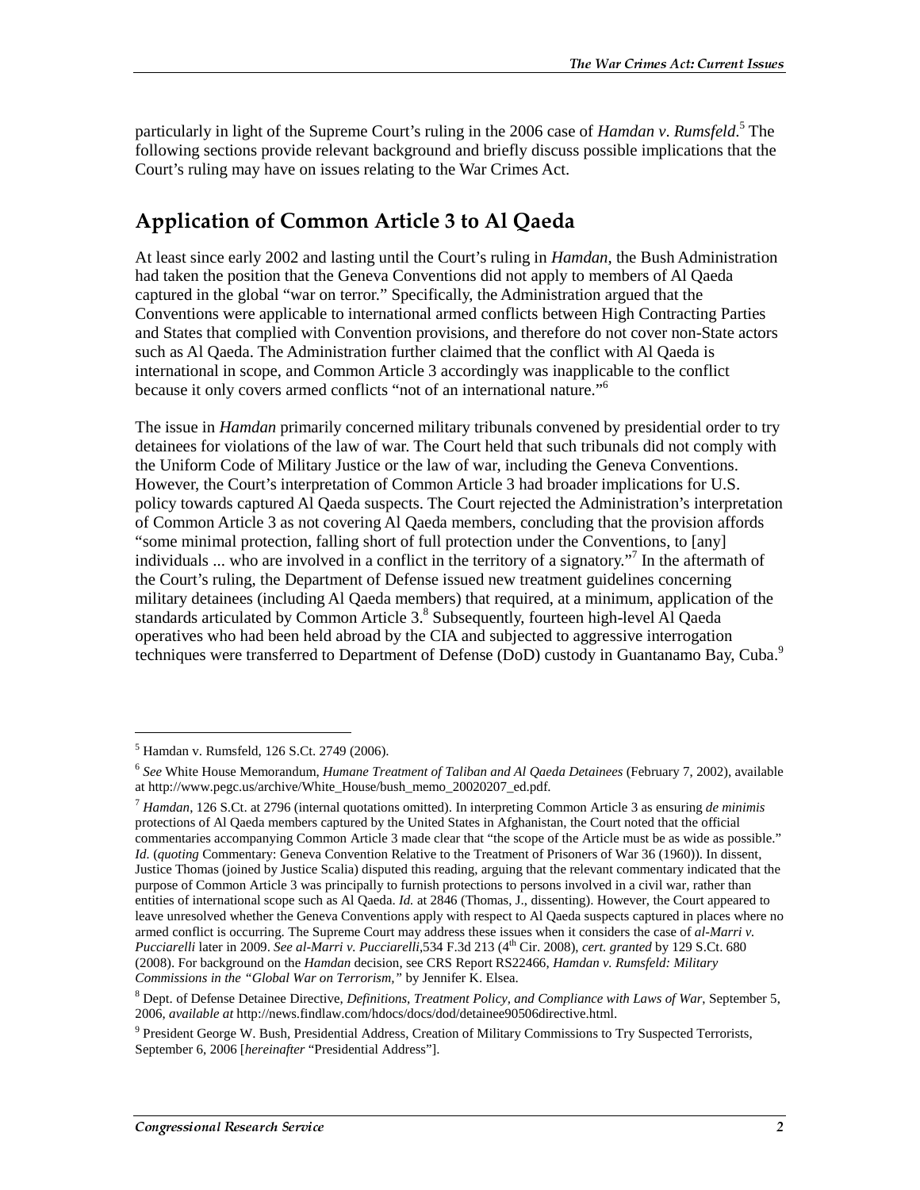particularly in light of the Supreme Court's ruling in the 2006 case of *Hamdan v. Rumsfeld*.[5] The following sections provide relevant background and briefly discuss possible implications that the Court's ruling may have on issues relating to the War Crimes Act.

## Application of Common Article 3 to Al Qaeda

At least since early 2002 and lasting until the Court's ruling in *Hamdan*, the Bush Administration had taken the position that the Geneva Conventions did not apply to members of Al Qaeda captured in the global "war on terror." Specifically, the Administration argued that the Conventions were applicable to international armed conflicts between High Contracting Parties and States that complied with Convention provisions, and therefore do not cover non-State actors such as Al Qaeda. The Administration further claimed that the conflict with Al Qaeda is international in scope, and Common Article 3 accordingly was inapplicable to the conflict because it only covers armed conflicts "not of an international nature."[6]

The issue in *Hamdan* primarily concerned military tribunals convened by presidential order to try detainees for violations of the law of war. The Court held that such tribunals did not comply with the Uniform Code of Military Justice or the law of war, including the Geneva Conventions. However, the Court's interpretation of Common Article 3 had broader implications for U.S. policy towards captured Al Qaeda suspects. The Court rejected the Administration's interpretation of Common Article 3 as not covering Al Qaeda members, concluding that the provision affords "some minimal protection, falling short of full protection under the Conventions, to [any] individuals ... who are involved in a conflict in the territory of a signatory."[7] In the aftermath of the Court's ruling, the Department of Defense issued new treatment guidelines concerning military detainees (including Al Qaeda members) that required, at a minimum, application of the standards articulated by Common Article 3.[8] Subsequently, fourteen high-level Al Qaeda operatives who had been held abroad by the CIA and subjected to aggressive interrogation techniques were transferred to Department of Defense (DoD) custody in Guantanamo Bay, Cuba.[9]

---

[5] Hamdan v. Rumsfeld, 126 S.Ct. 2749 (2006).

[6] *See* White House Memorandum, *Humane Treatment of Taliban and Al Qaeda Detainees* (February 7, 2002), available at http://www.pegc.us/archive/White_House/bush_memo_20020207_ed.pdf.

[7] *Hamdan*, 126 S.Ct. at 2796 (internal quotations omitted). In interpreting Common Article 3 as ensuring *de minimis* protections of Al Qaeda members captured by the United States in Afghanistan, the Court noted that the official commentaries accompanying Common Article 3 made clear that "the scope of the Article must be as wide as possible." *Id.* (*quoting* Commentary: Geneva Convention Relative to the Treatment of Prisoners of War 36 (1960)). In dissent, Justice Thomas (joined by Justice Scalia) disputed this reading, arguing that the relevant commentary indicated that the purpose of Common Article 3 was principally to furnish protections to persons involved in a civil war, rather than entities of international scope such as Al Qaeda. *Id.* at 2846 (Thomas, J., dissenting). However, the Court appeared to leave unresolved whether the Geneva Conventions apply with respect to Al Qaeda suspects captured in places where no armed conflict is occurring. The Supreme Court may address these issues when it considers the case of *al-Marri v. Pucciarelli* later in 2009. *See al-Marri v. Pucciarelli*,534 F.3d 213 (4th Cir. 2008), *cert. granted* by 129 S.Ct. 680 (2008). For background on the *Hamdan* decision, see CRS Report RS22466, *Hamdan v. Rumsfeld: Military Commissions in the "Global War on Terrorism,"* by Jennifer K. Elsea.

[8] Dept. of Defense Detainee Directive, *Definitions, Treatment Policy, and Compliance with Laws of War*, September 5, 2006, *available at* http://news.findlaw.com/hdocs/docs/dod/detainee90506directive.html.

[9] President George W. Bush, Presidential Address, Creation of Military Commissions to Try Suspected Terrorists, September 6, 2006 [*hereinafter* "Presidential Address"].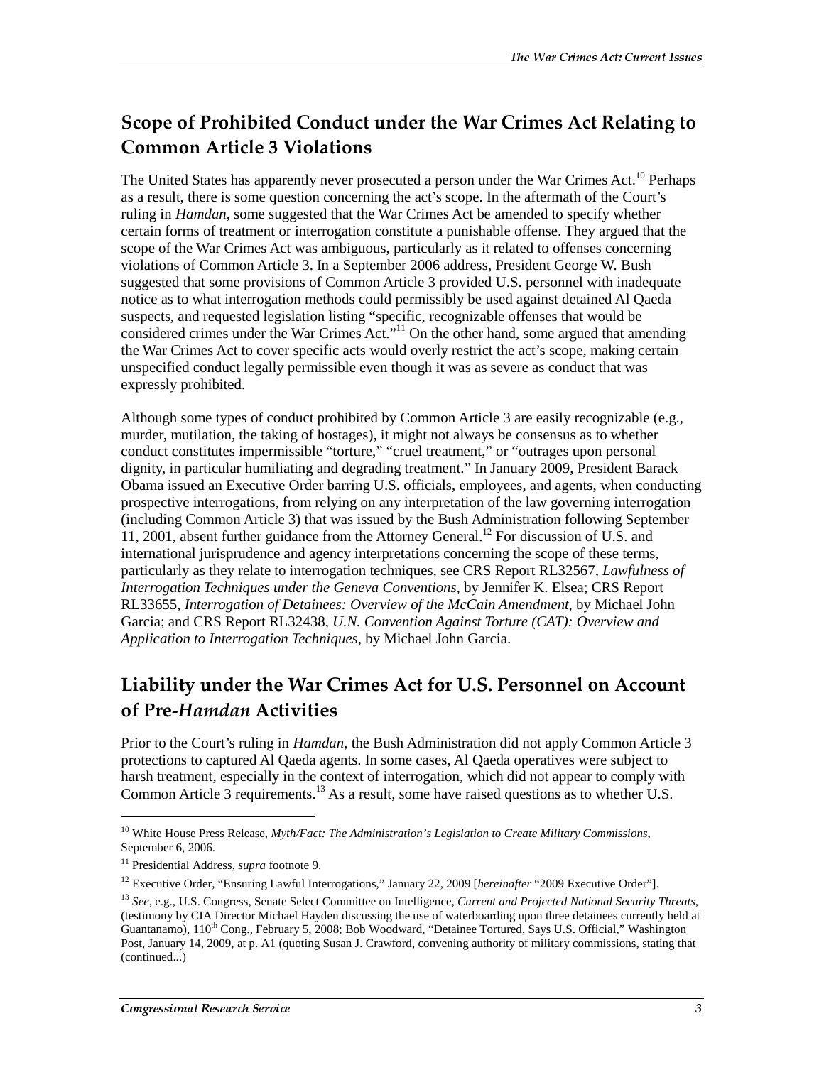## Scope of Prohibited Conduct under the War Crimes Act Relating to Common Article 3 Violations

The United States has apparently never prosecuted a person under the War Crimes Act.[10] Perhaps as a result, there is some question concerning the act's scope. In the aftermath of the Court's ruling in *Hamdan*, some suggested that the War Crimes Act be amended to specify whether certain forms of treatment or interrogation constitute a punishable offense. They argued that the scope of the War Crimes Act was ambiguous, particularly as it related to offenses concerning violations of Common Article 3. In a September 2006 address, President George W. Bush suggested that some provisions of Common Article 3 provided U.S. personnel with inadequate notice as to what interrogation methods could permissibly be used against detained Al Qaeda suspects, and requested legislation listing "specific, recognizable offenses that would be considered crimes under the War Crimes Act."[11] On the other hand, some argued that amending the War Crimes Act to cover specific acts would overly restrict the act's scope, making certain unspecified conduct legally permissible even though it was as severe as conduct that was expressly prohibited.

Although some types of conduct prohibited by Common Article 3 are easily recognizable (e.g., murder, mutilation, the taking of hostages), it might not always be consensus as to whether conduct constitutes impermissible "torture," "cruel treatment," or "outrages upon personal dignity, in particular humiliating and degrading treatment." In January 2009, President Barack Obama issued an Executive Order barring U.S. officials, employees, and agents, when conducting prospective interrogations, from relying on any interpretation of the law governing interrogation (including Common Article 3) that was issued by the Bush Administration following September 11, 2001, absent further guidance from the Attorney General.[12] For discussion of U.S. and international jurisprudence and agency interpretations concerning the scope of these terms, particularly as they relate to interrogation techniques, see CRS Report RL32567, *Lawfulness of Interrogation Techniques under the Geneva Conventions*, by Jennifer K. Elsea; CRS Report RL33655, *Interrogation of Detainees: Overview of the McCain Amendment*, by Michael John Garcia; and CRS Report RL32438, *U.N. Convention Against Torture (CAT): Overview and Application to Interrogation Techniques*, by Michael John Garcia.

## Liability under the War Crimes Act for U.S. Personnel on Account of Pre-*Hamdan* Activities

Prior to the Court's ruling in *Hamdan*, the Bush Administration did not apply Common Article 3 protections to captured Al Qaeda agents. In some cases, Al Qaeda operatives were subject to harsh treatment, especially in the context of interrogation, which did not appear to comply with Common Article 3 requirements.[13] As a result, some have raised questions as to whether U.S.

---

[10] White House Press Release, *Myth/Fact: The Administration's Legislation to Create Military Commissions*, September 6, 2006.

[11] Presidential Address, *supra* footnote 9.

[12] Executive Order, "Ensuring Lawful Interrogations," January 22, 2009 [*hereinafter* "2009 Executive Order"].

[13] *See*, e.g., U.S. Congress, Senate Select Committee on Intelligence, *Current and Projected National Security Threats*, (testimony by CIA Director Michael Hayden discussing the use of waterboarding upon three detainees currently held at Guantanamo), 110th Cong., February 5, 2008; Bob Woodward, "Detainee Tortured, Says U.S. Official," Washington Post, January 14, 2009, at p. A1 (quoting Susan J. Crawford, convening authority of military commissions, stating that (continued...)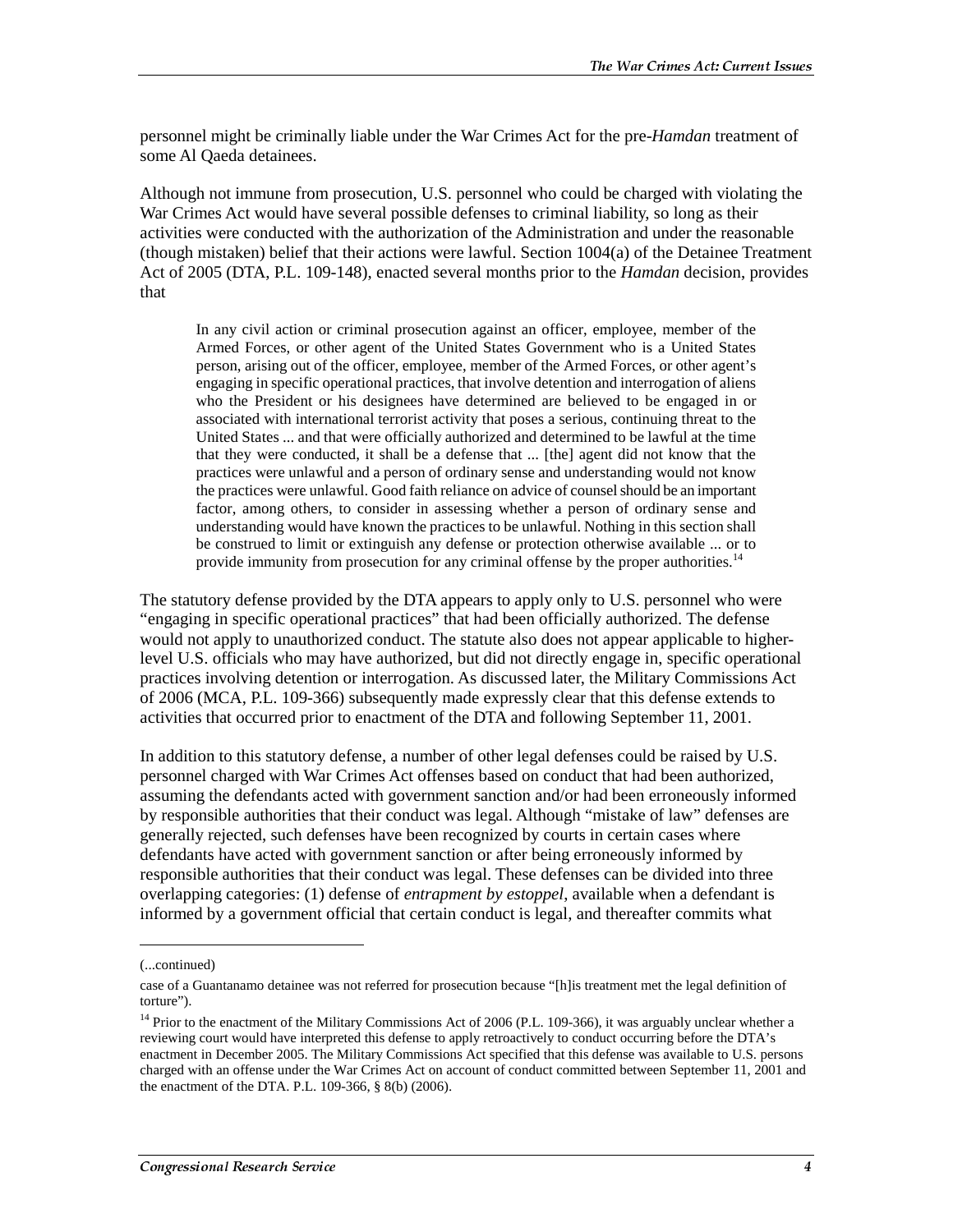personnel might be criminally liable under the War Crimes Act for the pre-*Hamdan* treatment of some Al Qaeda detainees.

Although not immune from prosecution, U.S. personnel who could be charged with violating the War Crimes Act would have several possible defenses to criminal liability, so long as their activities were conducted with the authorization of the Administration and under the reasonable (though mistaken) belief that their actions were lawful. Section 1004(a) of the Detainee Treatment Act of 2005 (DTA, P.L. 109-148), enacted several months prior to the *Hamdan* decision, provides that

> In any civil action or criminal prosecution against an officer, employee, member of the Armed Forces, or other agent of the United States Government who is a United States person, arising out of the officer, employee, member of the Armed Forces, or other agent's engaging in specific operational practices, that involve detention and interrogation of aliens who the President or his designees have determined are believed to be engaged in or associated with international terrorist activity that poses a serious, continuing threat to the United States ... and that were officially authorized and determined to be lawful at the time that they were conducted, it shall be a defense that ... [the] agent did not know that the practices were unlawful and a person of ordinary sense and understanding would not know the practices were unlawful. Good faith reliance on advice of counsel should be an important factor, among others, to consider in assessing whether a person of ordinary sense and understanding would have known the practices to be unlawful. Nothing in this section shall be construed to limit or extinguish any defense or protection otherwise available ... or to provide immunity from prosecution for any criminal offense by the proper authorities.[14]

The statutory defense provided by the DTA appears to apply only to U.S. personnel who were "engaging in specific operational practices" that had been officially authorized. The defense would not apply to unauthorized conduct. The statute also does not appear applicable to higher-level U.S. officials who may have authorized, but did not directly engage in, specific operational practices involving detention or interrogation. As discussed later, the Military Commissions Act of 2006 (MCA, P.L. 109-366) subsequently made expressly clear that this defense extends to activities that occurred prior to enactment of the DTA and following September 11, 2001.

In addition to this statutory defense, a number of other legal defenses could be raised by U.S. personnel charged with War Crimes Act offenses based on conduct that had been authorized, assuming the defendants acted with government sanction and/or had been erroneously informed by responsible authorities that their conduct was legal. Although "mistake of law" defenses are generally rejected, such defenses have been recognized by courts in certain cases where defendants have acted with government sanction or after being erroneously informed by responsible authorities that their conduct was legal. These defenses can be divided into three overlapping categories: (1) defense of *entrapment by estoppel*, available when a defendant is informed by a government official that certain conduct is legal, and thereafter commits what

---

(...continued)

case of a Guantanamo detainee was not referred for prosecution because "[h]is treatment met the legal definition of torture").

[14] Prior to the enactment of the Military Commissions Act of 2006 (P.L. 109-366), it was arguably unclear whether a reviewing court would have interpreted this defense to apply retroactively to conduct occurring before the DTA's enactment in December 2005. The Military Commissions Act specified that this defense was available to U.S. persons charged with an offense under the War Crimes Act on account of conduct committed between September 11, 2001 and the enactment of the DTA. P.L. 109-366, § 8(b) (2006).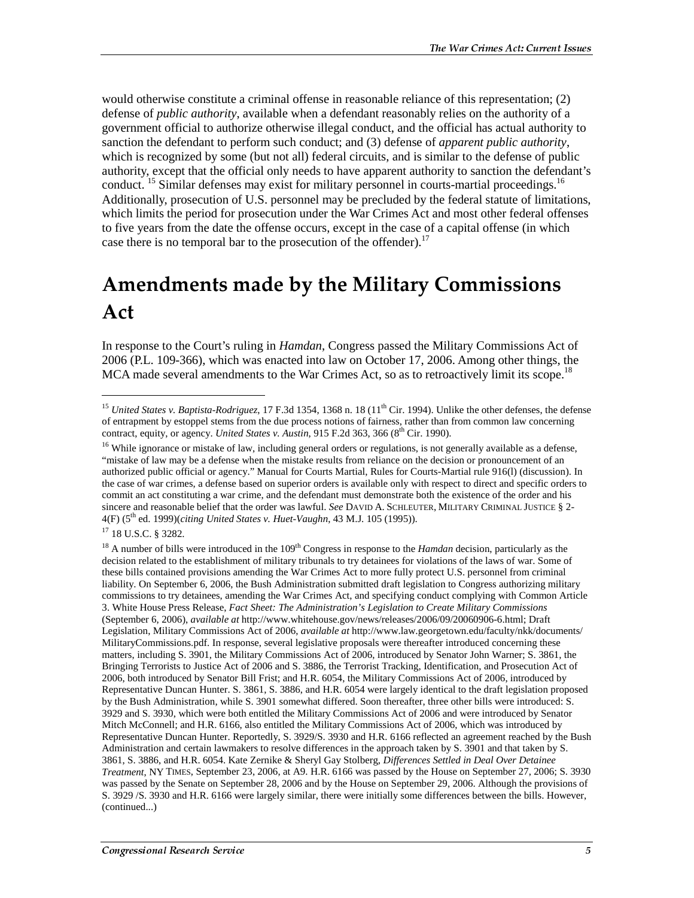would otherwise constitute a criminal offense in reasonable reliance of this representation; (2) defense of *public authority*, available when a defendant reasonably relies on the authority of a government official to authorize otherwise illegal conduct, and the official has actual authority to sanction the defendant to perform such conduct; and (3) defense of *apparent public authority*, which is recognized by some (but not all) federal circuits, and is similar to the defense of public authority, except that the official only needs to have apparent authority to sanction the defendant's conduct. [15] Similar defenses may exist for military personnel in courts-martial proceedings.[16] Additionally, prosecution of U.S. personnel may be precluded by the federal statute of limitations, which limits the period for prosecution under the War Crimes Act and most other federal offenses to five years from the date the offense occurs, except in the case of a capital offense (in which case there is no temporal bar to the prosecution of the offender).[17]

# Amendments made by the Military Commissions Act

In response to the Court's ruling in *Hamdan*, Congress passed the Military Commissions Act of 2006 (P.L. 109-366), which was enacted into law on October 17, 2006. Among other things, the MCA made several amendments to the War Crimes Act, so as to retroactively limit its scope.[18]

---

[15] *United States v. Baptista-Rodriguez*, 17 F.3d 1354, 1368 n. 18 (11th Cir. 1994). Unlike the other defenses, the defense of entrapment by estoppel stems from the due process notions of fairness, rather than from common law concerning contract, equity, or agency. *United States v. Austin*, 915 F.2d 363, 366 (8th Cir. 1990).

[16] While ignorance or mistake of law, including general orders or regulations, is not generally available as a defense, "mistake of law may be a defense when the mistake results from reliance on the decision or pronouncement of an authorized public official or agency." Manual for Courts Martial, Rules for Courts-Martial rule 916(l) (discussion). In the case of war crimes, a defense based on superior orders is available only with respect to direct and specific orders to commit an act constituting a war crime, and the defendant must demonstrate both the existence of the order and his sincere and reasonable belief that the order was lawful. *See* DAVID A. SCHLEUTER, MILITARY CRIMINAL JUSTICE § 2-4(F) (5th ed. 1999)(*citing United States v. Huet-Vaughn*, 43 M.J. 105 (1995)).

[17] 18 U.S.C. § 3282.

[18] A number of bills were introduced in the 109th Congress in response to the *Hamdan* decision, particularly as the decision related to the establishment of military tribunals to try detainees for violations of the laws of war. Some of these bills contained provisions amending the War Crimes Act to more fully protect U.S. personnel from criminal liability. On September 6, 2006, the Bush Administration submitted draft legislation to Congress authorizing military commissions to try detainees, amending the War Crimes Act, and specifying conduct complying with Common Article 3. White House Press Release, *Fact Sheet: The Administration's Legislation to Create Military Commissions* (September 6, 2006), *available at* http://www.whitehouse.gov/news/releases/2006/09/20060906-6.html; Draft Legislation, Military Commissions Act of 2006, *available at* http://www.law.georgetown.edu/faculty/nkk/documents/MilitaryCommissions.pdf. In response, several legislative proposals were thereafter introduced concerning these matters, including S. 3901, the Military Commissions Act of 2006, introduced by Senator John Warner; S. 3861, the Bringing Terrorists to Justice Act of 2006 and S. 3886, the Terrorist Tracking, Identification, and Prosecution Act of 2006, both introduced by Senator Bill Frist; and H.R. 6054, the Military Commissions Act of 2006, introduced by Representative Duncan Hunter. S. 3861, S. 3886, and H.R. 6054 were largely identical to the draft legislation proposed by the Bush Administration, while S. 3901 somewhat differed. Soon thereafter, three other bills were introduced: S. 3929 and S. 3930, which were both entitled the Military Commissions Act of 2006 and were introduced by Senator Mitch McConnell; and H.R. 6166, also entitled the Military Commissions Act of 2006, which was introduced by Representative Duncan Hunter. Reportedly, S. 3929/S. 3930 and H.R. 6166 reflected an agreement reached by the Bush Administration and certain lawmakers to resolve differences in the approach taken by S. 3901 and that taken by S. 3861, S. 3886, and H.R. 6054. Kate Zernike & Sheryl Gay Stolberg, *Differences Settled in Deal Over Detainee Treatment*, NY TIMES, September 23, 2006, at A9. H.R. 6166 was passed by the House on September 27, 2006; S. 3930 was passed by the Senate on September 28, 2006 and by the House on September 29, 2006. Although the provisions of S. 3929 /S. 3930 and H.R. 6166 were largely similar, there were initially some differences between the bills. However, (continued...)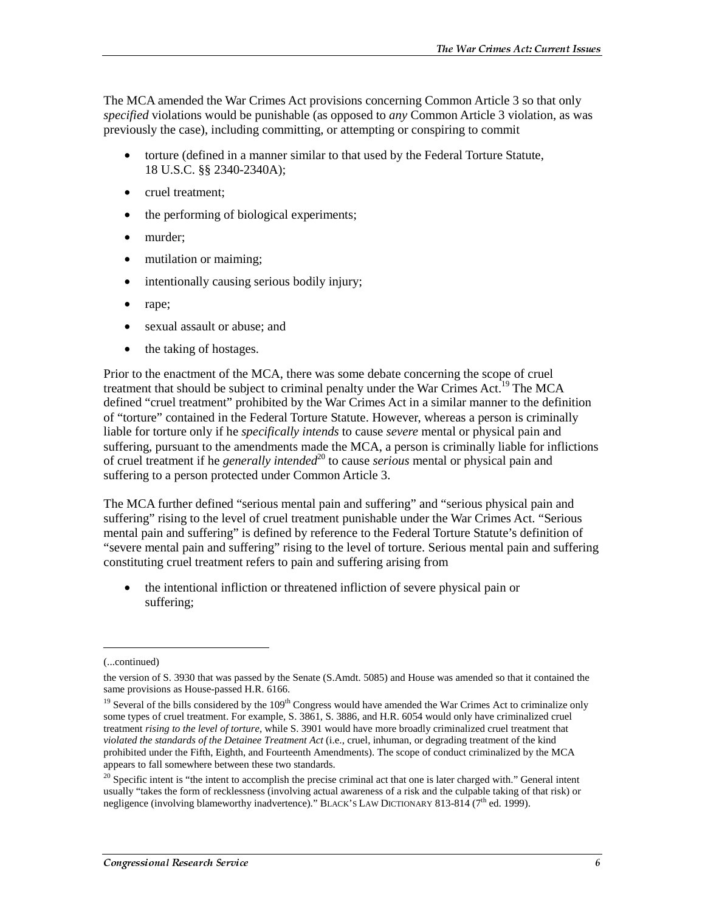The MCA amended the War Crimes Act provisions concerning Common Article 3 so that only *specified* violations would be punishable (as opposed to *any* Common Article 3 violation, as was previously the case), including committing, or attempting or conspiring to commit

- torture (defined in a manner similar to that used by the Federal Torture Statute, 18 U.S.C. §§ 2340-2340A);
- cruel treatment;
- the performing of biological experiments;
- murder;
- mutilation or maiming;
- intentionally causing serious bodily injury;
- rape;
- sexual assault or abuse; and
- the taking of hostages.

Prior to the enactment of the MCA, there was some debate concerning the scope of cruel treatment that should be subject to criminal penalty under the War Crimes Act.[19] The MCA defined "cruel treatment" prohibited by the War Crimes Act in a similar manner to the definition of "torture" contained in the Federal Torture Statute. However, whereas a person is criminally liable for torture only if he *specifically intends* to cause *severe* mental or physical pain and suffering, pursuant to the amendments made the MCA, a person is criminally liable for inflictions of cruel treatment if he *generally intended*[20] to cause *serious* mental or physical pain and suffering to a person protected under Common Article 3.

The MCA further defined "serious mental pain and suffering" and "serious physical pain and suffering" rising to the level of cruel treatment punishable under the War Crimes Act. "Serious mental pain and suffering" is defined by reference to the Federal Torture Statute's definition of "severe mental pain and suffering" rising to the level of torture. Serious mental pain and suffering constituting cruel treatment refers to pain and suffering arising from

- the intentional infliction or threatened infliction of severe physical pain or suffering;

---

(...continued)

the version of S. 3930 that was passed by the Senate (S.Amdt. 5085) and House was amended so that it contained the same provisions as House-passed H.R. 6166.

[19] Several of the bills considered by the 109th Congress would have amended the War Crimes Act to criminalize only some types of cruel treatment. For example, S. 3861, S. 3886, and H.R. 6054 would only have criminalized cruel treatment *rising to the level of torture*, while S. 3901 would have more broadly criminalized cruel treatment that *violated the standards of the Detainee Treatment Act* (i.e., cruel, inhuman, or degrading treatment of the kind prohibited under the Fifth, Eighth, and Fourteenth Amendments). The scope of conduct criminalized by the MCA appears to fall somewhere between these two standards.

[20] Specific intent is "the intent to accomplish the precise criminal act that one is later charged with." General intent usually "takes the form of recklessness (involving actual awareness of a risk and the culpable taking of that risk) or negligence (involving blameworthy inadvertence)." BLACK'S LAW DICTIONARY 813-814 (7th ed. 1999).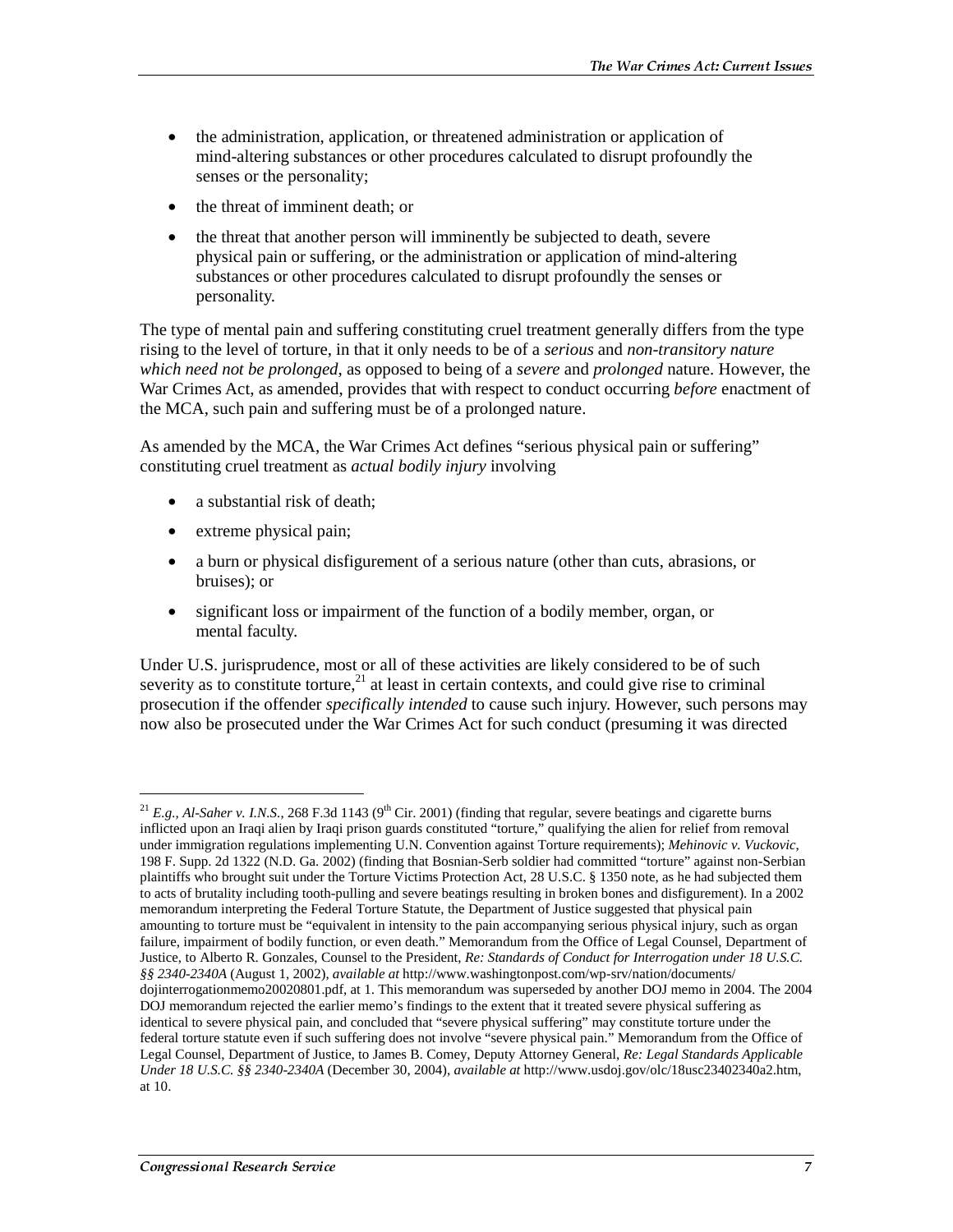- the administration, application, or threatened administration or application of mind-altering substances or other procedures calculated to disrupt profoundly the senses or the personality;
- the threat of imminent death; or
- the threat that another person will imminently be subjected to death, severe physical pain or suffering, or the administration or application of mind-altering substances or other procedures calculated to disrupt profoundly the senses or personality.

The type of mental pain and suffering constituting cruel treatment generally differs from the type rising to the level of torture, in that it only needs to be of a *serious* and *non-transitory nature which need not be prolonged*, as opposed to being of a *severe* and *prolonged* nature. However, the War Crimes Act, as amended, provides that with respect to conduct occurring *before* enactment of the MCA, such pain and suffering must be of a prolonged nature.

As amended by the MCA, the War Crimes Act defines "serious physical pain or suffering" constituting cruel treatment as *actual bodily injury* involving

- a substantial risk of death;
- extreme physical pain;
- a burn or physical disfigurement of a serious nature (other than cuts, abrasions, or bruises); or
- significant loss or impairment of the function of a bodily member, organ, or mental faculty.

Under U.S. jurisprudence, most or all of these activities are likely considered to be of such severity as to constitute torture,[21] at least in certain contexts, and could give rise to criminal prosecution if the offender *specifically intended* to cause such injury. However, such persons may now also be prosecuted under the War Crimes Act for such conduct (presuming it was directed

---

[21] *E.g.*, *Al-Saher v. I.N.S.*, 268 F.3d 1143 (9th Cir. 2001) (finding that regular, severe beatings and cigarette burns inflicted upon an Iraqi alien by Iraqi prison guards constituted "torture," qualifying the alien for relief from removal under immigration regulations implementing U.N. Convention against Torture requirements); *Mehinovic v. Vuckovic*, 198 F. Supp. 2d 1322 (N.D. Ga. 2002) (finding that Bosnian-Serb soldier had committed "torture" against non-Serbian plaintiffs who brought suit under the Torture Victims Protection Act, 28 U.S.C. § 1350 note, as he had subjected them to acts of brutality including tooth-pulling and severe beatings resulting in broken bones and disfigurement). In a 2002 memorandum interpreting the Federal Torture Statute, the Department of Justice suggested that physical pain amounting to torture must be "equivalent in intensity to the pain accompanying serious physical injury, such as organ failure, impairment of bodily function, or even death." Memorandum from the Office of Legal Counsel, Department of Justice, to Alberto R. Gonzales, Counsel to the President, *Re: Standards of Conduct for Interrogation under 18 U.S.C. §§ 2340-2340A* (August 1, 2002), *available at* http://www.washingtonpost.com/wp-srv/nation/documents/dojinterrogationmemo20020801.pdf, at 1. This memorandum was superseded by another DOJ memo in 2004. The 2004 DOJ memorandum rejected the earlier memo's findings to the extent that it treated severe physical suffering as identical to severe physical pain, and concluded that "severe physical suffering" may constitute torture under the federal torture statute even if such suffering does not involve "severe physical pain." Memorandum from the Office of Legal Counsel, Department of Justice, to James B. Comey, Deputy Attorney General, *Re: Legal Standards Applicable Under 18 U.S.C. §§ 2340-2340A* (December 30, 2004), *available at* http://www.usdoj.gov/olc/18usc23402340a2.htm, at 10.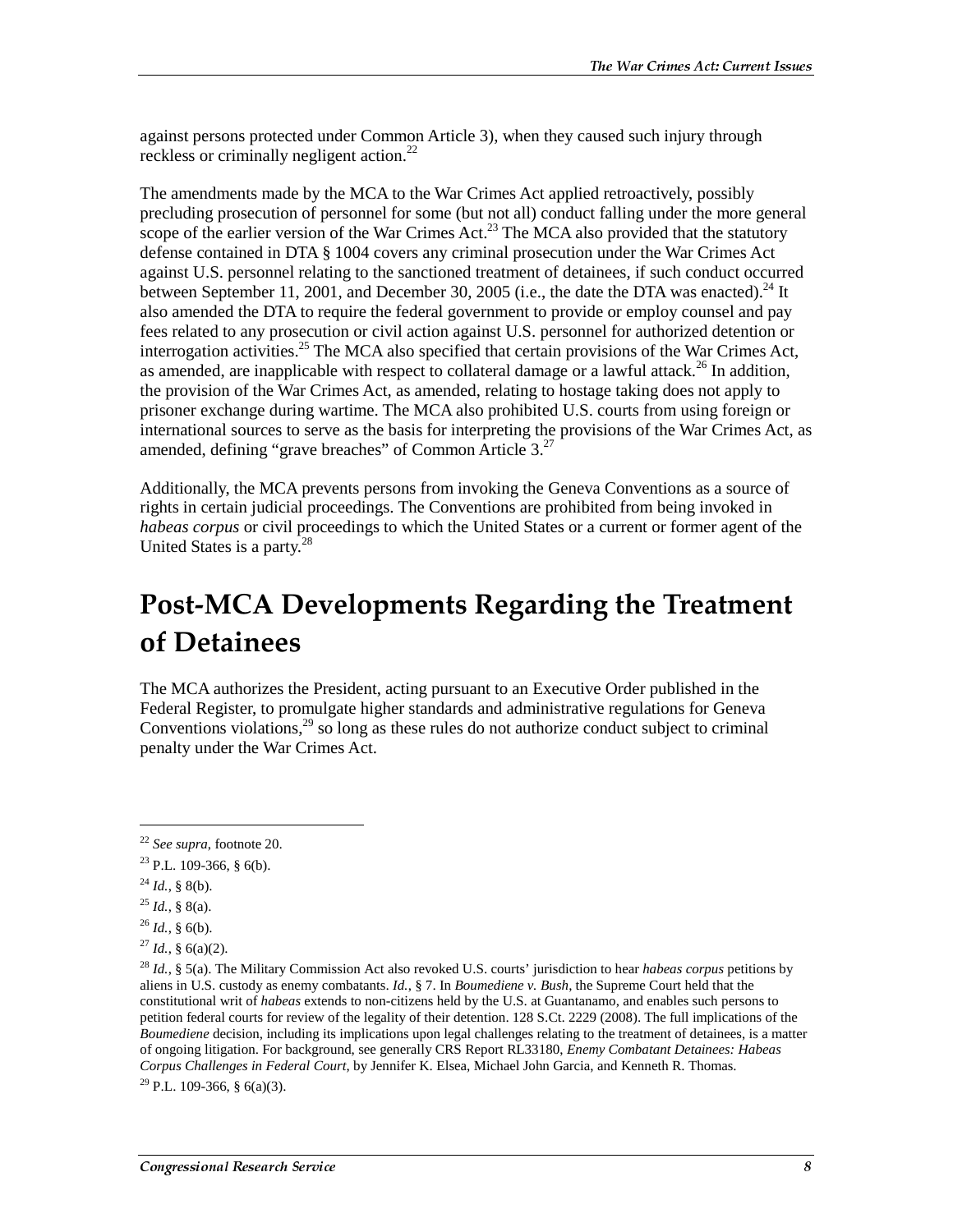against persons protected under Common Article 3), when they caused such injury through reckless or criminally negligent action.[22]

The amendments made by the MCA to the War Crimes Act applied retroactively, possibly precluding prosecution of personnel for some (but not all) conduct falling under the more general scope of the earlier version of the War Crimes Act.[23] The MCA also provided that the statutory defense contained in DTA § 1004 covers any criminal prosecution under the War Crimes Act against U.S. personnel relating to the sanctioned treatment of detainees, if such conduct occurred between September 11, 2001, and December 30, 2005 (i.e., the date the DTA was enacted).[24] It also amended the DTA to require the federal government to provide or employ counsel and pay fees related to any prosecution or civil action against U.S. personnel for authorized detention or interrogation activities.[25] The MCA also specified that certain provisions of the War Crimes Act, as amended, are inapplicable with respect to collateral damage or a lawful attack.[26] In addition, the provision of the War Crimes Act, as amended, relating to hostage taking does not apply to prisoner exchange during wartime. The MCA also prohibited U.S. courts from using foreign or international sources to serve as the basis for interpreting the provisions of the War Crimes Act, as amended, defining "grave breaches" of Common Article 3.[27]

Additionally, the MCA prevents persons from invoking the Geneva Conventions as a source of rights in certain judicial proceedings. The Conventions are prohibited from being invoked in *habeas corpus* or civil proceedings to which the United States or a current or former agent of the United States is a party.[28]

# Post-MCA Developments Regarding the Treatment of Detainees

The MCA authorizes the President, acting pursuant to an Executive Order published in the Federal Register, to promulgate higher standards and administrative regulations for Geneva Conventions violations,[29] so long as these rules do not authorize conduct subject to criminal penalty under the War Crimes Act.

---

[22] *See supra*, footnote 20.

[23] P.L. 109-366, § 6(b).

[24] *Id.*, § 8(b).

[25] *Id.*, § 8(a).

[26] *Id.*, § 6(b).

[27] *Id.*, § 6(a)(2).

[28] *Id.*, § 5(a). The Military Commission Act also revoked U.S. courts' jurisdiction to hear *habeas corpus* petitions by aliens in U.S. custody as enemy combatants. *Id.*, § 7. In *Boumediene v. Bush*, the Supreme Court held that the constitutional writ of *habeas* extends to non-citizens held by the U.S. at Guantanamo, and enables such persons to petition federal courts for review of the legality of their detention. 128 S.Ct. 2229 (2008). The full implications of the *Boumediene* decision, including its implications upon legal challenges relating to the treatment of detainees, is a matter of ongoing litigation. For background, see generally CRS Report RL33180, *Enemy Combatant Detainees: Habeas Corpus Challenges in Federal Court*, by Jennifer K. Elsea, Michael John Garcia, and Kenneth R. Thomas.

[29] P.L. 109-366, § 6(a)(3).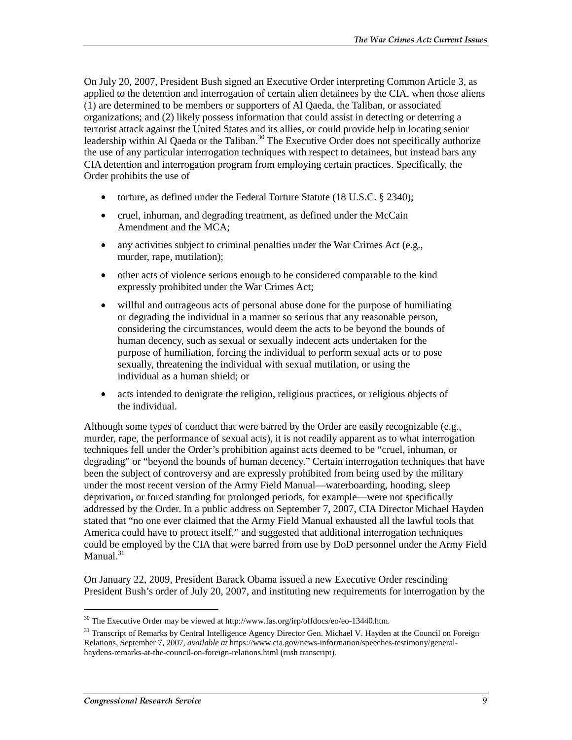On July 20, 2007, President Bush signed an Executive Order interpreting Common Article 3, as applied to the detention and interrogation of certain alien detainees by the CIA, when those aliens (1) are determined to be members or supporters of Al Qaeda, the Taliban, or associated organizations; and (2) likely possess information that could assist in detecting or deterring a terrorist attack against the United States and its allies, or could provide help in locating senior leadership within Al Qaeda or the Taliban.[30] The Executive Order does not specifically authorize the use of any particular interrogation techniques with respect to detainees, but instead bars any CIA detention and interrogation program from employing certain practices. Specifically, the Order prohibits the use of

- torture, as defined under the Federal Torture Statute (18 U.S.C. § 2340);
- cruel, inhuman, and degrading treatment, as defined under the McCain Amendment and the MCA;
- any activities subject to criminal penalties under the War Crimes Act (e.g., murder, rape, mutilation);
- other acts of violence serious enough to be considered comparable to the kind expressly prohibited under the War Crimes Act;
- willful and outrageous acts of personal abuse done for the purpose of humiliating or degrading the individual in a manner so serious that any reasonable person, considering the circumstances, would deem the acts to be beyond the bounds of human decency, such as sexual or sexually indecent acts undertaken for the purpose of humiliation, forcing the individual to perform sexual acts or to pose sexually, threatening the individual with sexual mutilation, or using the individual as a human shield; or
- acts intended to denigrate the religion, religious practices, or religious objects of the individual.

Although some types of conduct that were barred by the Order are easily recognizable (e.g., murder, rape, the performance of sexual acts), it is not readily apparent as to what interrogation techniques fell under the Order's prohibition against acts deemed to be "cruel, inhuman, or degrading" or "beyond the bounds of human decency." Certain interrogation techniques that have been the subject of controversy and are expressly prohibited from being used by the military under the most recent version of the Army Field Manual—waterboarding, hooding, sleep deprivation, or forced standing for prolonged periods, for example—were not specifically addressed by the Order. In a public address on September 7, 2007, CIA Director Michael Hayden stated that "no one ever claimed that the Army Field Manual exhausted all the lawful tools that America could have to protect itself," and suggested that additional interrogation techniques could be employed by the CIA that were barred from use by DoD personnel under the Army Field Manual.[31]

On January 22, 2009, President Barack Obama issued a new Executive Order rescinding President Bush's order of July 20, 2007, and instituting new requirements for interrogation by the

---

[30] The Executive Order may be viewed at http://www.fas.org/irp/offdocs/eo/eo-13440.htm.

[31] Transcript of Remarks by Central Intelligence Agency Director Gen. Michael V. Hayden at the Council on Foreign Relations, September 7, 2007, *available at* https://www.cia.gov/news-information/speeches-testimony/general-haydens-remarks-at-the-council-on-foreign-relations.html (rush transcript).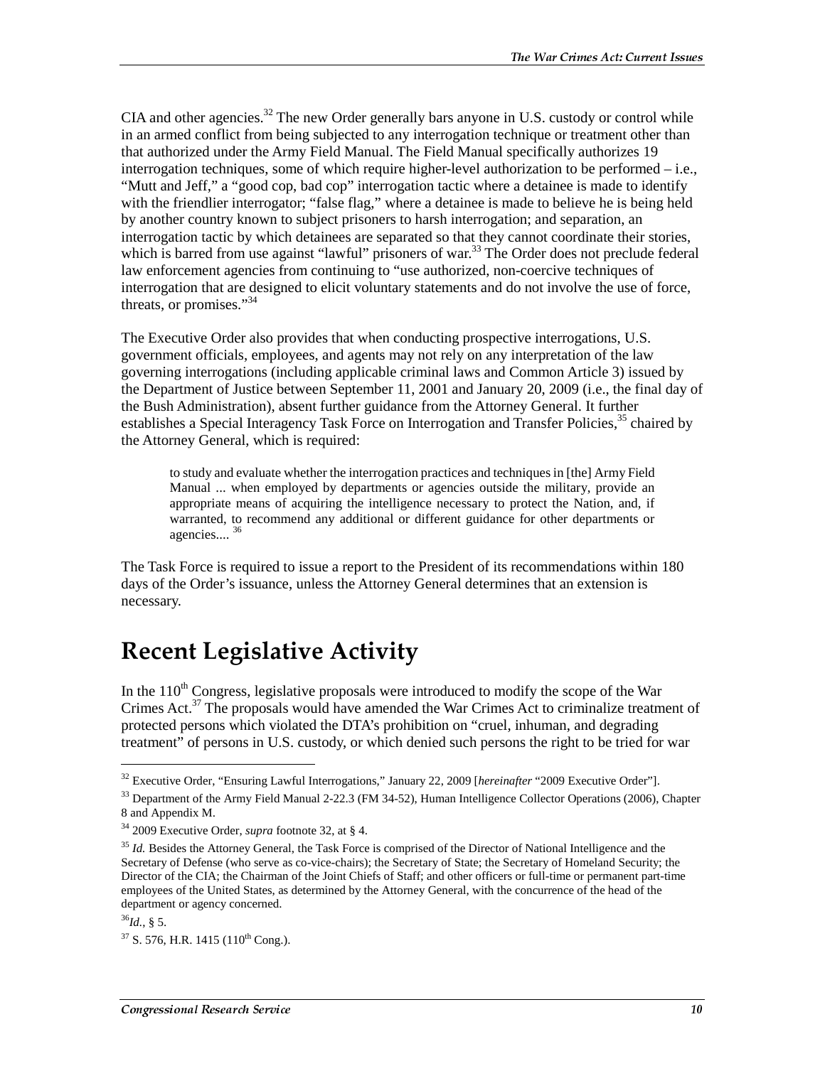CIA and other agencies.[32] The new Order generally bars anyone in U.S. custody or control while in an armed conflict from being subjected to any interrogation technique or treatment other than that authorized under the Army Field Manual. The Field Manual specifically authorizes 19 interrogation techniques, some of which require higher-level authorization to be performed – i.e., "Mutt and Jeff," a "good cop, bad cop" interrogation tactic where a detainee is made to identify with the friendlier interrogator; "false flag," where a detainee is made to believe he is being held by another country known to subject prisoners to harsh interrogation; and separation, an interrogation tactic by which detainees are separated so that they cannot coordinate their stories, which is barred from use against "lawful" prisoners of war.[33] The Order does not preclude federal law enforcement agencies from continuing to "use authorized, non-coercive techniques of interrogation that are designed to elicit voluntary statements and do not involve the use of force, threats, or promises."[34]

The Executive Order also provides that when conducting prospective interrogations, U.S. government officials, employees, and agents may not rely on any interpretation of the law governing interrogations (including applicable criminal laws and Common Article 3) issued by the Department of Justice between September 11, 2001 and January 20, 2009 (i.e., the final day of the Bush Administration), absent further guidance from the Attorney General. It further establishes a Special Interagency Task Force on Interrogation and Transfer Policies,[35] chaired by the Attorney General, which is required:

> to study and evaluate whether the interrogation practices and techniques in [the] Army Field Manual ... when employed by departments or agencies outside the military, provide an appropriate means of acquiring the intelligence necessary to protect the Nation, and, if warranted, to recommend any additional or different guidance for other departments or agencies.... [36]

The Task Force is required to issue a report to the President of its recommendations within 180 days of the Order's issuance, unless the Attorney General determines that an extension is necessary.

# Recent Legislative Activity

In the 110th Congress, legislative proposals were introduced to modify the scope of the War Crimes Act.[37] The proposals would have amended the War Crimes Act to criminalize treatment of protected persons which violated the DTA's prohibition on "cruel, inhuman, and degrading treatment" of persons in U.S. custody, or which denied such persons the right to be tried for war

---

[32] Executive Order, "Ensuring Lawful Interrogations," January 22, 2009 [*hereinafter* "2009 Executive Order"].

[33] Department of the Army Field Manual 2-22.3 (FM 34-52), Human Intelligence Collector Operations (2006), Chapter 8 and Appendix M.

[34] 2009 Executive Order, *supra* footnote 32, at § 4.

[35] *Id.* Besides the Attorney General, the Task Force is comprised of the Director of National Intelligence and the Secretary of Defense (who serve as co-vice-chairs); the Secretary of State; the Secretary of Homeland Security; the Director of the CIA; the Chairman of the Joint Chiefs of Staff; and other officers or full-time or permanent part-time employees of the United States, as determined by the Attorney General, with the concurrence of the head of the department or agency concerned.

[36] *Id.*, § 5.

[37] S. 576, H.R. 1415 (110th Cong.).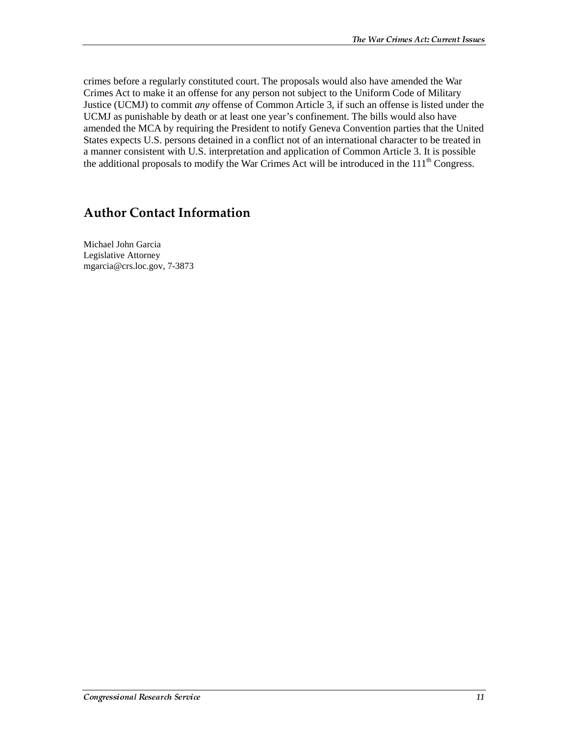crimes before a regularly constituted court. The proposals would also have amended the War Crimes Act to make it an offense for any person not subject to the Uniform Code of Military Justice (UCMJ) to commit *any* offense of Common Article 3, if such an offense is listed under the UCMJ as punishable by death or at least one year's confinement. The bills would also have amended the MCA by requiring the President to notify Geneva Convention parties that the United States expects U.S. persons detained in a conflict not of an international character to be treated in a manner consistent with U.S. interpretation and application of Common Article 3. It is possible the additional proposals to modify the War Crimes Act will be introduced in the 111th Congress.

## Author Contact Information

Michael John Garcia
Legislative Attorney
mgarcia@crs.loc.gov, 7-3873